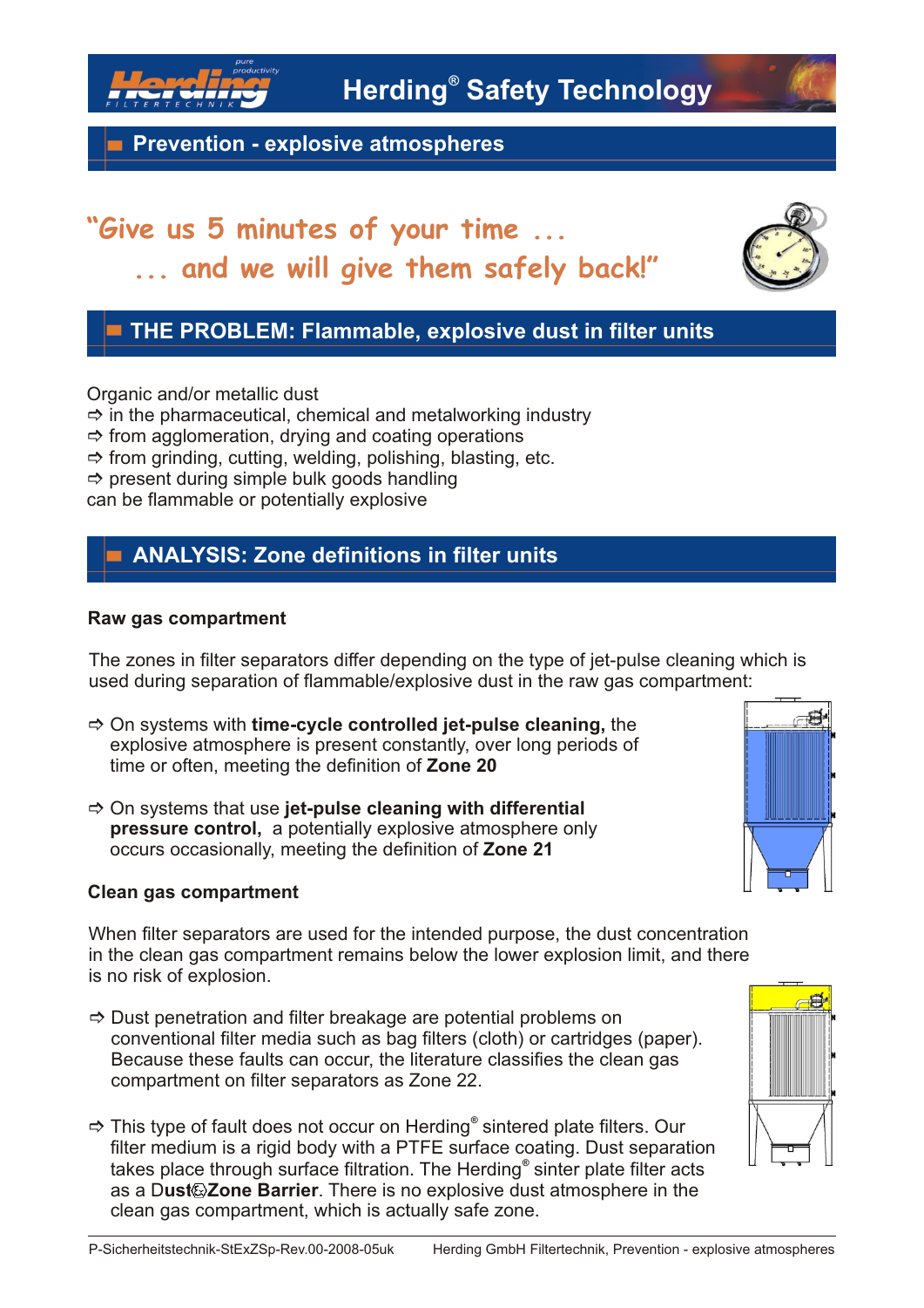# Herding® Safety Technology

## Prevention - explosive atmospheres

"Give us 5 minutes of your time ...

... and we will give them safely back!"

## THE PROBLEM: Flammable, explosive dust in filter units

Organic and/or metallic dust

- ⇨ in the pharmaceutical, chemical and metalworking industry
- ⇨ from agglomeration, drying and coating operations
- ⇨ from grinding, cutting, welding, polishing, blasting, etc.
- ⇨ present during simple bulk goods handling

can be flammable or potentially explosive

## ANALYSIS: Zone definitions in filter units

### Raw gas compartment

The zones in filter separators differ depending on the type of jet-pulse cleaning which is used during separation of flammable/explosive dust in the raw gas compartment:

- ⇨ On systems with **time-cycle controlled jet-pulse cleaning,** the explosive atmosphere is present constantly, over long periods of time or often, meeting the definition of **Zone 20**
- ⇨ On systems that use **jet-pulse cleaning with differential pressure control,** a potentially explosive atmosphere only occurs occasionally, meeting the definition of **Zone 21**

### Clean gas compartment

When filter separators are used for the intended purpose, the dust concentration in the clean gas compartment remains below the lower explosion limit, and there is no risk of explosion.

- ⇨ Dust penetration and filter breakage are potential problems on conventional filter media such as bag filters (cloth) or cartridges (paper). Because these faults can occur, the literature classifies the clean gas compartment on filter separators as Zone 22.
- ⇨ This type of fault does not occur on Herding® sintered plate filters. Our filter medium is a rigid body with a PTFE surface coating. Dust separation takes place through surface filtration. The Herding® sinter plate filter acts as a D**ust**Ⓔ**Zone Barrier**. There is no explosive dust atmosphere in the clean gas compartment, which is actually safe zone.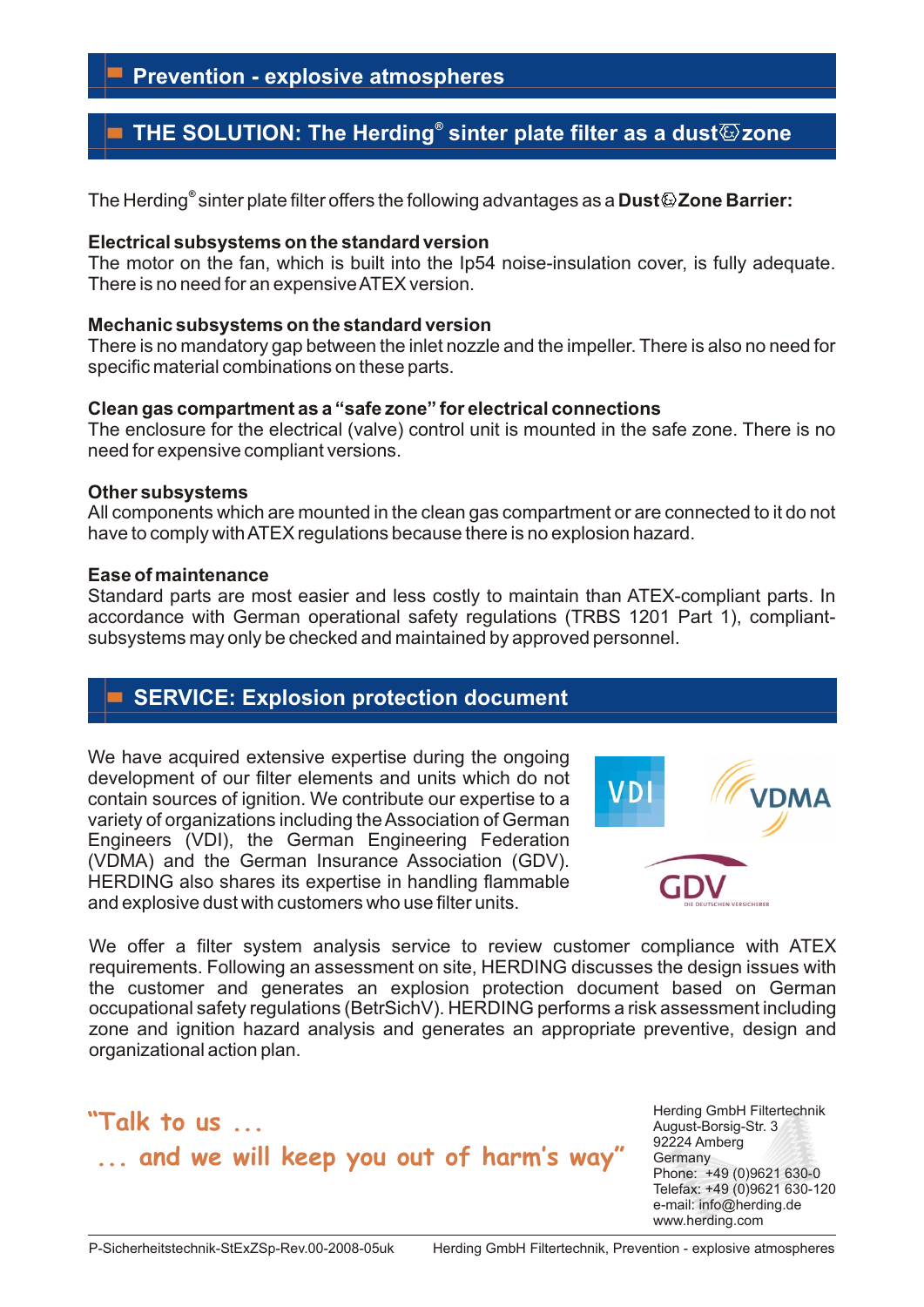## Prevention - explosive atmospheres

## THE SOLUTION: The Herding® sinter plate filter as a dust Ex zone

The Herding® sinter plate filter offers the following advantages as a **Dust Ex Zone Barrier:**

**Electrical subsystems on the standard version**
The motor on the fan, which is built into the Ip54 noise-insulation cover, is fully adequate. There is no need for an expensive ATEX version.

**Mechanic subsystems on the standard version**
There is no mandatory gap between the inlet nozzle and the impeller. There is also no need for specific material combinations on these parts.

**Clean gas compartment as a "safe zone" for electrical connections**
The enclosure for the electrical (valve) control unit is mounted in the safe zone. There is no need for expensive compliant versions.

**Other subsystems**
All components which are mounted in the clean gas compartment or are connected to it do not have to comply with ATEX regulations because there is no explosion hazard.

**Ease of maintenance**
Standard parts are most easier and less costly to maintain than ATEX-compliant parts. In accordance with German operational safety regulations (TRBS 1201 Part 1), compliant-subsystems may only be checked and maintained by approved personnel.

## SERVICE: Explosion protection document

We have acquired extensive expertise during the ongoing development of our filter elements and units which do not contain sources of ignition. We contribute our expertise to a variety of organizations including the Association of German Engineers (VDI), the German Engineering Federation (VDMA) and the German Insurance Association (GDV). HERDING also shares its expertise in handling flammable and explosive dust with customers who use filter units.

VDI

VDMA

GDV
DIE DEUTSCHEN VERSICHERER

We offer a filter system analysis service to review customer compliance with ATEX requirements. Following an assessment on site, HERDING discusses the design issues with the customer and generates an explosion protection document based on German occupational safety regulations (BetrSichV). HERDING performs a risk assessment including zone and ignition hazard analysis and generates an appropriate preventive, design and organizational action plan.

"Talk to us ...
... and we will keep you out of harm's way"

Herding GmbH Filtertechnik
August-Borsig-Str. 3
92224 Amberg
Germany
Phone: +49 (0)9621 630-0
Telefax: +49 (0)9621 630-120
e-mail: info@herding.de
www.herding.com

P-Sicherheitstechnik-StExZSp-Rev.00-2008-05uk